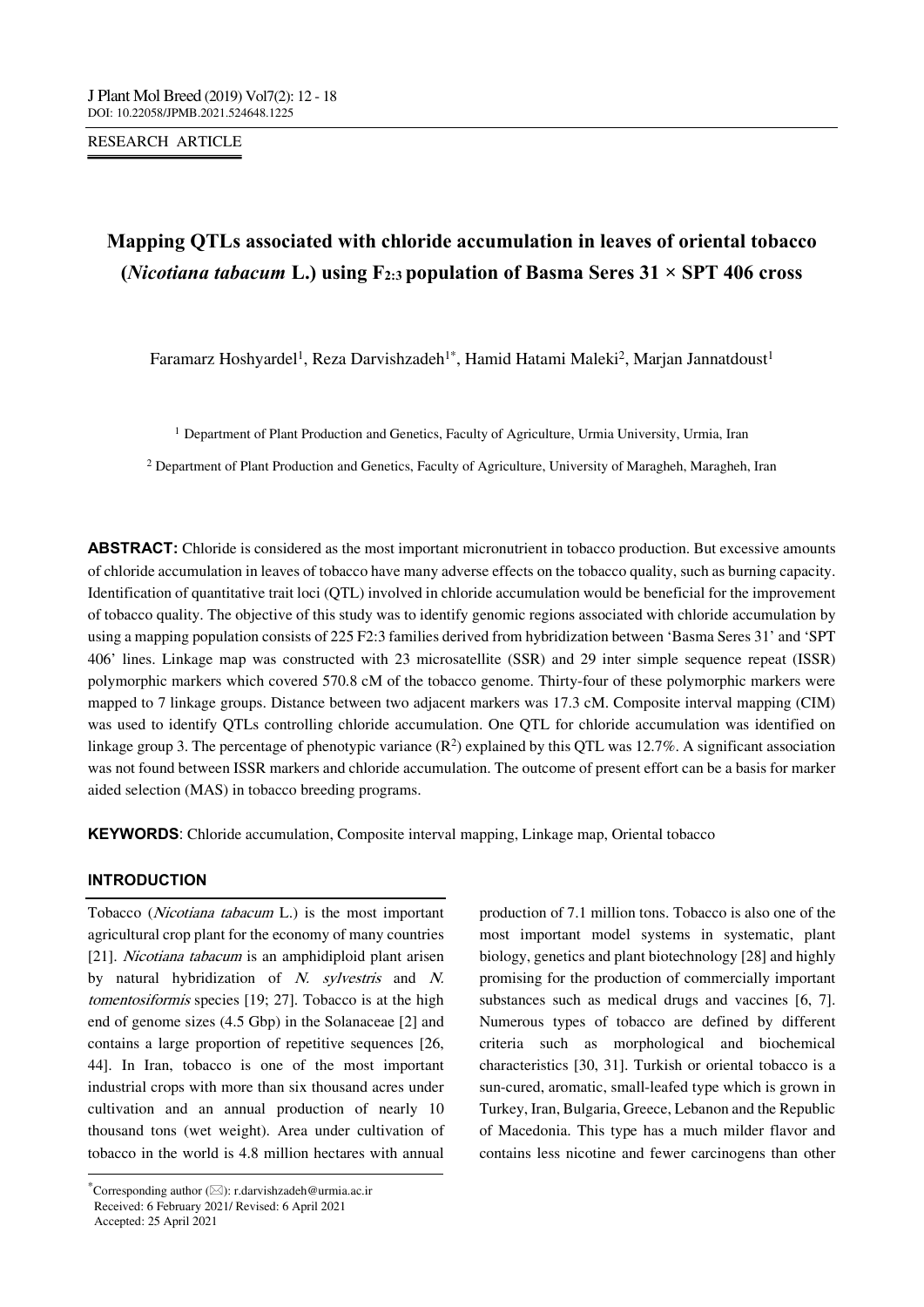RESEARCH ARTICLE

# Mapping QTLs associated with chloride accumulation in leaves of oriental tobacco (*Nicotiana tabacum* L.) using $F_{2:3}$ population of Basma Seres 31 × SPT 406 cross

Faramarz Hoshyardel[1], Reza Darvishzadeh[1*], Hamid Hatami Maleki[2], Marjan Jannatdoust[1]

[1] Department of Plant Production and Genetics, Faculty of Agriculture, Urmia University, Urmia, Iran

[2] Department of Plant Production and Genetics, Faculty of Agriculture, University of Maragheh, Maragheh, Iran

**ABSTRACT:** Chloride is considered as the most important micronutrient in tobacco production. But excessive amounts of chloride accumulation in leaves of tobacco have many adverse effects on the tobacco quality, such as burning capacity. Identification of quantitative trait loci (QTL) involved in chloride accumulation would be beneficial for the improvement of tobacco quality. The objective of this study was to identify genomic regions associated with chloride accumulation by using a mapping population consists of 225 F2:3 families derived from hybridization between 'Basma Seres 31' and 'SPT 406' lines. Linkage map was constructed with 23 microsatellite (SSR) and 29 inter simple sequence repeat (ISSR) polymorphic markers which covered 570.8 cM of the tobacco genome. Thirty-four of these polymorphic markers were mapped to 7 linkage groups. Distance between two adjacent markers was 17.3 cM. Composite interval mapping (CIM) was used to identify QTLs controlling chloride accumulation. One QTL for chloride accumulation was identified on linkage group 3. The percentage of phenotypic variance ($R^2$) explained by this QTL was 12.7%. A significant association was not found between ISSR markers and chloride accumulation. The outcome of present effort can be a basis for marker aided selection (MAS) in tobacco breeding programs.

**KEYWORDS**: Chloride accumulation, Composite interval mapping, Linkage map, Oriental tobacco

## INTRODUCTION

Tobacco (*Nicotiana tabacum* L.) is the most important agricultural crop plant for the economy of many countries [21]. *Nicotiana tabacum* is an amphidiploid plant arisen by natural hybridization of *N. sylvestris* and *N. tomentosiformis* species [19; 27]. Tobacco is at the high end of genome sizes (4.5 Gbp) in the Solanaceae [2] and contains a large proportion of repetitive sequences [26, 44]. In Iran, tobacco is one of the most important industrial crops with more than six thousand acres under cultivation and an annual production of nearly 10 thousand tons (wet weight). Area under cultivation of tobacco in the world is 4.8 million hectares with annual production of 7.1 million tons. Tobacco is also one of the most important model systems in systematic, plant biology, genetics and plant biotechnology [28] and highly promising for the production of commercially important substances such as medical drugs and vaccines [6, 7]. Numerous types of tobacco are defined by different criteria such as morphological and biochemical characteristics [30, 31]. Turkish or oriental tobacco is a sun-cured, aromatic, small-leafed type which is grown in Turkey, Iran, Bulgaria, Greece, Lebanon and the Republic of Macedonia. This type has a much milder flavor and contains less nicotine and fewer carcinogens than other

*Corresponding author (✉): r.darvishzadeh@urmia.ac.ir
Received: 6 February 2021/ Revised: 6 April 2021
Accepted: 25 April 2021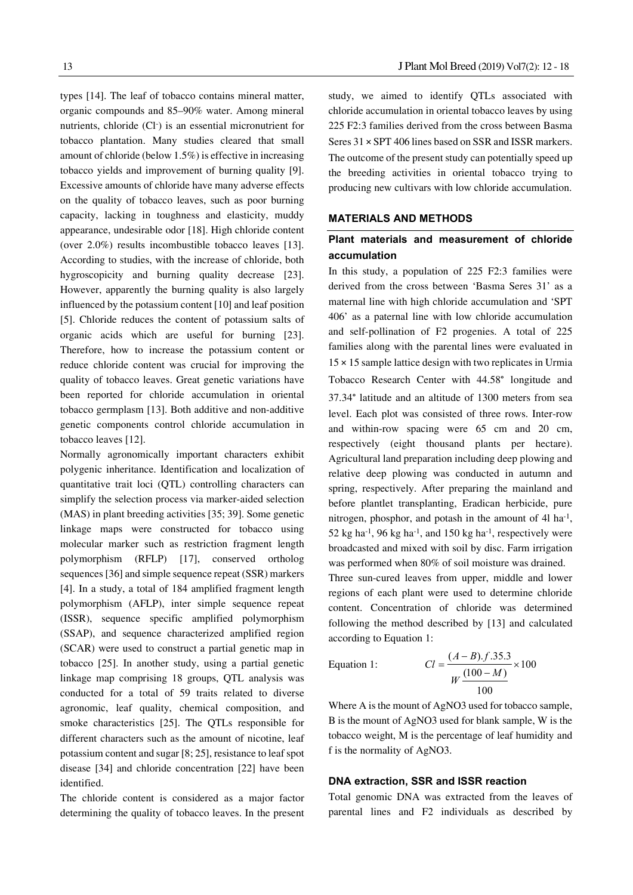types [14]. The leaf of tobacco contains mineral matter, organic compounds and 85–90% water. Among mineral nutrients, chloride ($Cl^-$) is an essential micronutrient for tobacco plantation. Many studies cleared that small amount of chloride (below 1.5%) is effective in increasing tobacco yields and improvement of burning quality [9]. Excessive amounts of chloride have many adverse effects on the quality of tobacco leaves, such as poor burning capacity, lacking in toughness and elasticity, muddy appearance, undesirable odor [18]. High chloride content (over 2.0%) results incombustible tobacco leaves [13]. According to studies, with the increase of chloride, both hygroscopicity and burning quality decrease [23]. However, apparently the burning quality is also largely influenced by the potassium content [10] and leaf position [5]. Chloride reduces the content of potassium salts of organic acids which are useful for burning [23]. Therefore, how to increase the potassium content or reduce chloride content was crucial for improving the quality of tobacco leaves. Great genetic variations have been reported for chloride accumulation in oriental tobacco germplasm [13]. Both additive and non-additive genetic components control chloride accumulation in tobacco leaves [12].

Normally agronomically important characters exhibit polygenic inheritance. Identification and localization of quantitative trait loci (QTL) controlling characters can simplify the selection process via marker-aided selection (MAS) in plant breeding activities [35; 39]. Some genetic linkage maps were constructed for tobacco using molecular marker such as restriction fragment length polymorphism (RFLP) [17], conserved ortholog sequences [36] and simple sequence repeat (SSR) markers [4]. In a study, a total of 184 amplified fragment length polymorphism (AFLP), inter simple sequence repeat (ISSR), sequence specific amplified polymorphism (SSAP), and sequence characterized amplified region (SCAR) were used to construct a partial genetic map in tobacco [25]. In another study, using a partial genetic linkage map comprising 18 groups, QTL analysis was conducted for a total of 59 traits related to diverse agronomic, leaf quality, chemical composition, and smoke characteristics [25]. The QTLs responsible for different characters such as the amount of nicotine, leaf potassium content and sugar [8; 25], resistance to leaf spot disease [34] and chloride concentration [22] have been identified.

The chloride content is considered as a major factor determining the quality of tobacco leaves. In the present study, we aimed to identify QTLs associated with chloride accumulation in oriental tobacco leaves by using 225 F2:3 families derived from the cross between Basma Seres 31 × SPT 406 lines based on SSR and ISSR markers. The outcome of the present study can potentially speed up the breeding activities in oriental tobacco trying to producing new cultivars with low chloride accumulation.

## MATERIALS AND METHODS

### Plant materials and measurement of chloride accumulation

In this study, a population of 225 F2:3 families were derived from the cross between 'Basma Seres 31' as a maternal line with high chloride accumulation and 'SPT 406' as a paternal line with low chloride accumulation and self-pollination of F2 progenies. A total of 225 families along with the parental lines were evaluated in 15 × 15 sample lattice design with two replicates in Urmia Tobacco Research Center with 44.58° longitude and 37.34° latitude and an altitude of 1300 meters from sea level. Each plot was consisted of three rows. Inter-row and within-row spacing were 65 cm and 20 cm, respectively (eight thousand plants per hectare). Agricultural land preparation including deep plowing and relative deep plowing was conducted in autumn and spring, respectively. After preparing the mainland and before plantlet transplanting, Eradican herbicide, pure nitrogen, phosphor, and potash in the amount of 4l $ha^{-1}$, 52 kg $ha^{-1}$, 96 kg $ha^{-1}$, and 150 kg $ha^{-1}$, respectively were broadcasted and mixed with soil by disc. Farm irrigation was performed when 80% of soil moisture was drained.

Three sun-cured leaves from upper, middle and lower regions of each plant were used to determine chloride content. Concentration of chloride was determined following the method described by [13] and calculated according to Equation 1:

Equation 1:
$$Cl = \frac{(A-B).f.35.3}{W\frac{(100-M)}{100}} \times 100$$

Where A is the mount of $AgNO_3$ used for tobacco sample, B is the mount of $AgNO_3$ used for blank sample, W is the tobacco weight, M is the percentage of leaf humidity and f is the normality of $AgNO_3$.

### DNA extraction, SSR and ISSR reaction

Total genomic DNA was extracted from the leaves of parental lines and F2 individuals as described by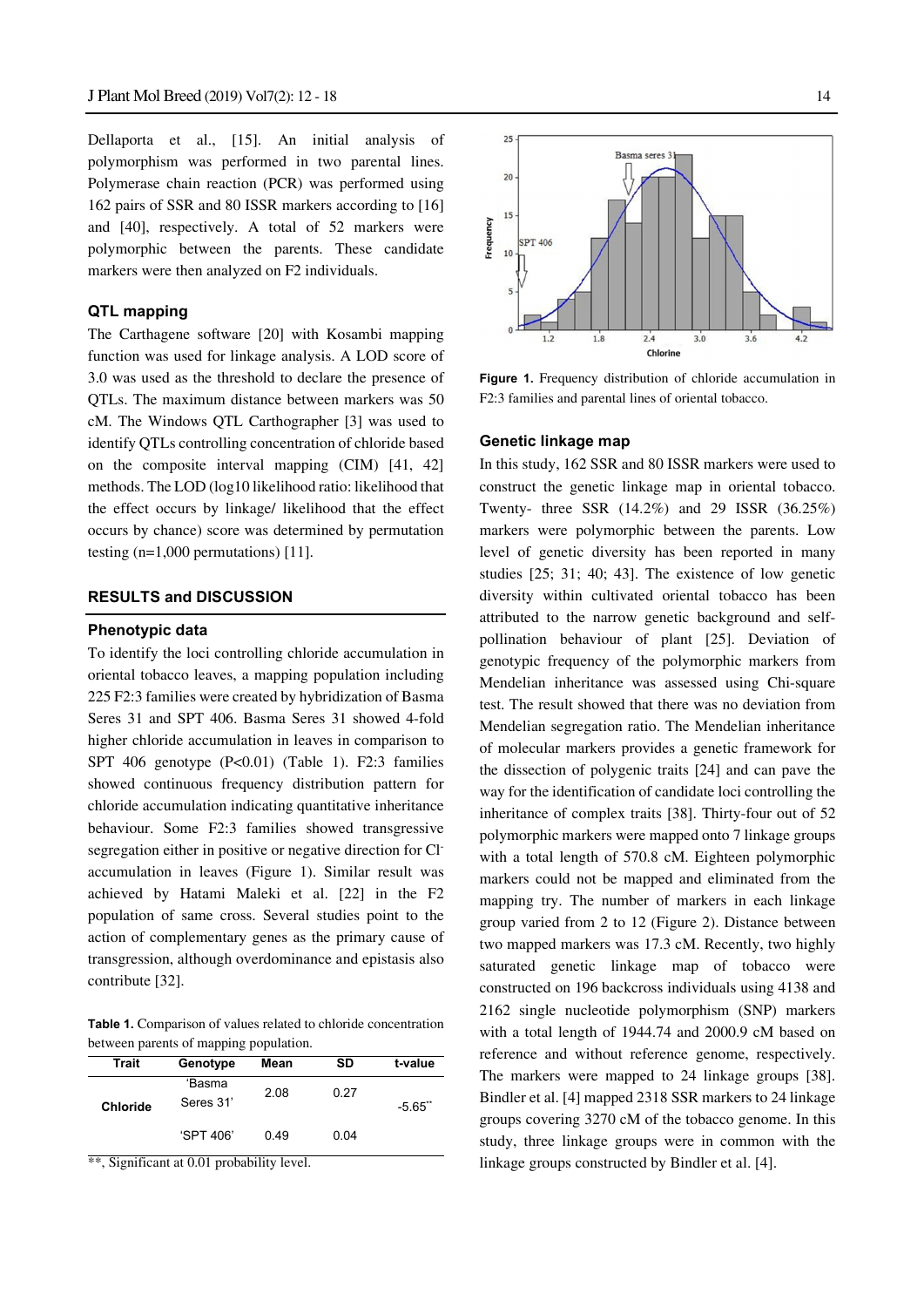Dellaporta et al., [15]. An initial analysis of polymorphism was performed in two parental lines. Polymerase chain reaction (PCR) was performed using 162 pairs of SSR and 80 ISSR markers according to [16] and [40], respectively. A total of 52 markers were polymorphic between the parents. These candidate markers were then analyzed on F2 individuals.

### QTL mapping

The Carthagene software [20] with Kosambi mapping function was used for linkage analysis. A LOD score of 3.0 was used as the threshold to declare the presence of QTLs. The maximum distance between markers was 50 cM. The Windows QTL Carthographer [3] was used to identify QTLs controlling concentration of chloride based on the composite interval mapping (CIM) [41, 42] methods. The LOD (log10 likelihood ratio: likelihood that the effect occurs by linkage/ likelihood that the effect occurs by chance) score was determined by permutation testing (n=1,000 permutations) [11].

## RESULTS and DISCUSSION

### Phenotypic data

To identify the loci controlling chloride accumulation in oriental tobacco leaves, a mapping population including 225 F2:3 families were created by hybridization of Basma Seres 31 and SPT 406. Basma Seres 31 showed 4-fold higher chloride accumulation in leaves in comparison to SPT 406 genotype (P<0.01) (Table 1). F2:3 families showed continuous frequency distribution pattern for chloride accumulation indicating quantitative inheritance behaviour. Some F2:3 families showed transgressive segregation either in positive or negative direction for $Cl^-$ accumulation in leaves (Figure 1). Similar result was achieved by Hatami Maleki et al. [22] in the F2 population of same cross. Several studies point to the action of complementary genes as the primary cause of transgression, although overdominance and epistasis also contribute [32].

**Table 1.** Comparison of values related to chloride concentration between parents of mapping population.

| Trait | Genotype | Mean | SD | t-value |
|---|---|---|---|---|
| Chloride | 'Basma Seres 31' | 2.08 | 0.27 | -5.65** |
| | 'SPT 406' | 0.49 | 0.04 | |

**, Significant at 0.01 probability level.

**Figure 1.** Frequency distribution of chloride accumulation in F2:3 families and parental lines of oriental tobacco.

### Genetic linkage map

In this study, 162 SSR and 80 ISSR markers were used to construct the genetic linkage map in oriental tobacco. Twenty- three SSR (14.2%) and 29 ISSR (36.25%) markers were polymorphic between the parents. Low level of genetic diversity has been reported in many studies [25; 31; 40; 43]. The existence of low genetic diversity within cultivated oriental tobacco has been attributed to the narrow genetic background and self-pollination behaviour of plant [25]. Deviation of genotypic frequency of the polymorphic markers from Mendelian inheritance was assessed using Chi-square test. The result showed that there was no deviation from Mendelian segregation ratio. The Mendelian inheritance of molecular markers provides a genetic framework for the dissection of polygenic traits [24] and can pave the way for the identification of candidate loci controlling the inheritance of complex traits [38]. Thirty-four out of 52 polymorphic markers were mapped onto 7 linkage groups with a total length of 570.8 cM. Eighteen polymorphic markers could not be mapped and eliminated from the mapping try. The number of markers in each linkage group varied from 2 to 12 (Figure 2). Distance between two mapped markers was 17.3 cM. Recently, two highly saturated genetic linkage map of tobacco were constructed on 196 backcross individuals using 4138 and 2162 single nucleotide polymorphism (SNP) markers with a total length of 1944.74 and 2000.9 cM based on reference and without reference genome, respectively. The markers were mapped to 24 linkage groups [38]. Bindler et al. [4] mapped 2318 SSR markers to 24 linkage groups covering 3270 cM of the tobacco genome. In this study, three linkage groups were in common with the linkage groups constructed by Bindler et al. [4].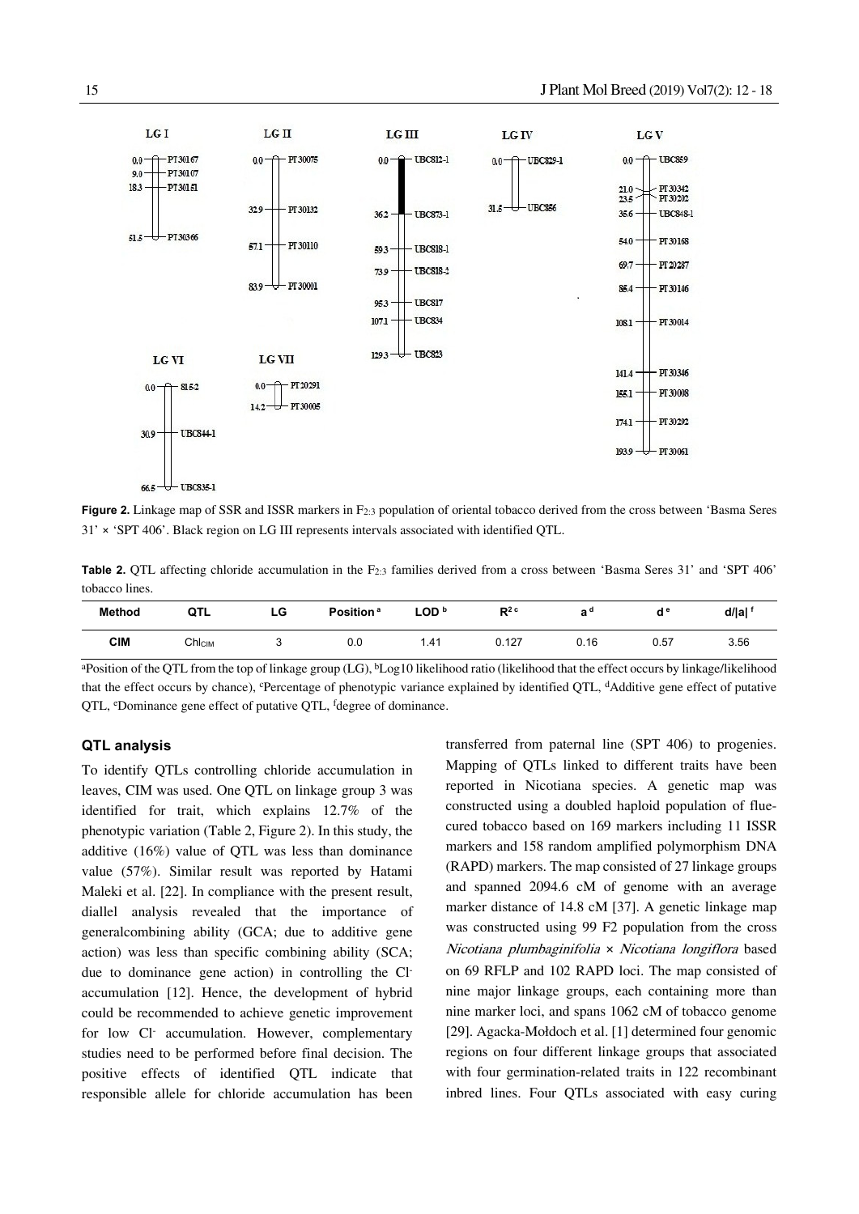**Figure 2.** Linkage map of SSR and ISSR markers in $F_{2:3}$ population of oriental tobacco derived from the cross between 'Basma Seres 31' × 'SPT 406'. Black region on LG III represents intervals associated with identified QTL.

**Table 2.** QTL affecting chloride accumulation in the $F_{2:3}$ families derived from a cross between 'Basma Seres 31' and 'SPT 406' tobacco lines.

| Method | QTL | LG | Position [a] | LOD [b] | $R^2$ [c] | a [d] | d [e] | d/\|a\| [f] |
|---|---|---|---|---|---|---|---|---|
| CIM | $Chl_{CIM}$ | 3 | 0.0 | 1.41 | 0.127 | 0.16 | 0.57 | 3.56 |

[a]Position of the QTL from the top of linkage group (LG), [b]Log10 likelihood ratio (likelihood that the effect occurs by linkage/likelihood that the effect occurs by chance), [c]Percentage of phenotypic variance explained by identified QTL, [d]Additive gene effect of putative QTL, [e]Dominance gene effect of putative QTL, [f]degree of dominance.

### QTL analysis

To identify QTLs controlling chloride accumulation in leaves, CIM was used. One QTL on linkage group 3 was identified for trait, which explains 12.7% of the phenotypic variation (Table 2, Figure 2). In this study, the additive (16%) value of QTL was less than dominance value (57%). Similar result was reported by Hatami Maleki et al. [22]. In compliance with the present result, diallel analysis revealed that the importance of generalcombining ability (GCA; due to additive gene action) was less than specific combining ability (SCA; due to dominance gene action) in controlling the $Cl^-$ accumulation [12]. Hence, the development of hybrid could be recommended to achieve genetic improvement for low $Cl^-$ accumulation. However, complementary studies need to be performed before final decision. The positive effects of identified QTL indicate that responsible allele for chloride accumulation has been transferred from paternal line (SPT 406) to progenies. Mapping of QTLs linked to different traits have been reported in Nicotiana species. A genetic map was constructed using a doubled haploid population of flue-cured tobacco based on 169 markers including 11 ISSR markers and 158 random amplified polymorphism DNA (RAPD) markers. The map consisted of 27 linkage groups and spanned 2094.6 cM of genome with an average marker distance of 14.8 cM [37]. A genetic linkage map was constructed using 99 F2 population from the cross *Nicotiana plumbaginifolia* × *Nicotiana longiflora* based on 69 RFLP and 102 RAPD loci. The map consisted of nine major linkage groups, each containing more than nine marker loci, and spans 1062 cM of tobacco genome [29]. Agacka-Mołdoch et al. [1] determined four genomic regions on four different linkage groups that associated with four germination-related traits in 122 recombinant inbred lines. Four QTLs associated with easy curing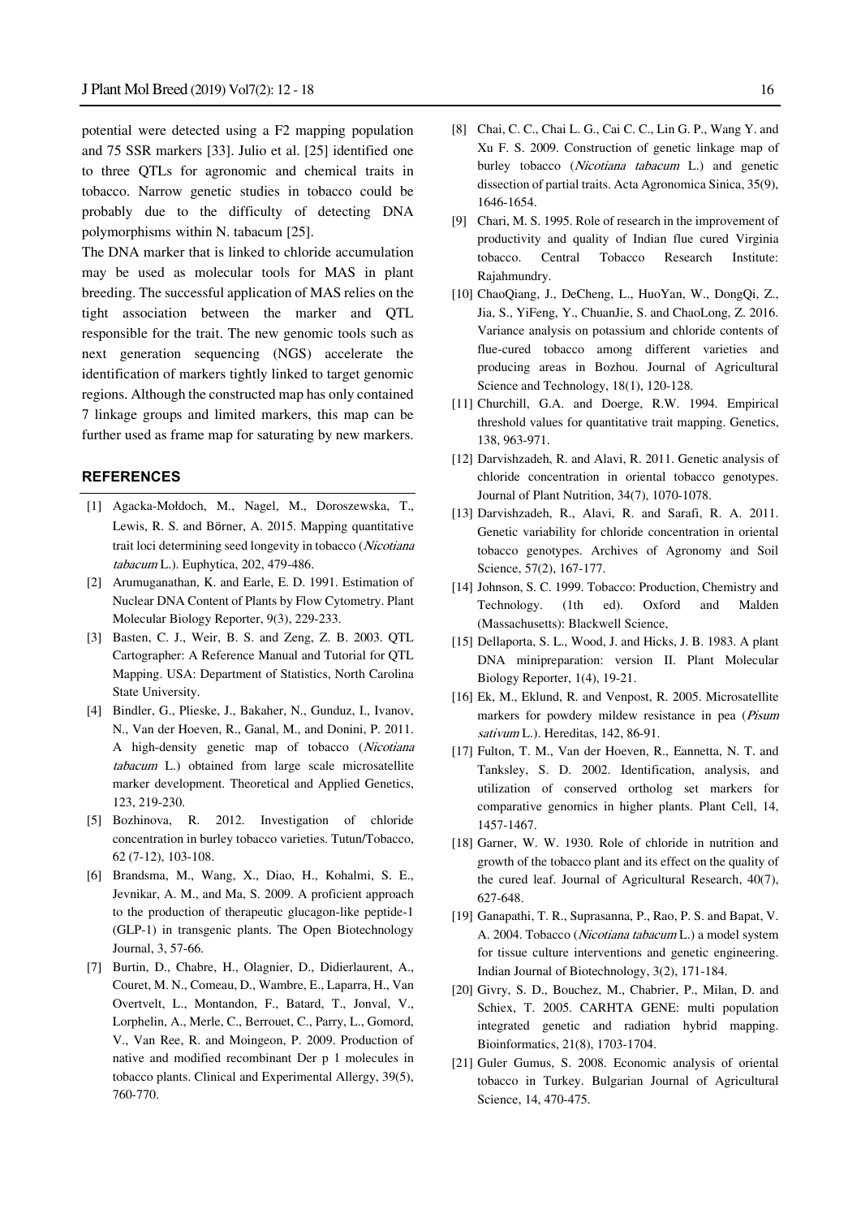potential were detected using a F2 mapping population and 75 SSR markers [33]. Julio et al. [25] identified one to three QTLs for agronomic and chemical traits in tobacco. Narrow genetic studies in tobacco could be probably due to the difficulty of detecting DNA polymorphisms within N. tabacum [25].

The DNA marker that is linked to chloride accumulation may be used as molecular tools for MAS in plant breeding. The successful application of MAS relies on the tight association between the marker and QTL responsible for the trait. The new genomic tools such as next generation sequencing (NGS) accelerate the identification of markers tightly linked to target genomic regions. Although the constructed map has only contained 7 linkage groups and limited markers, this map can be further used as frame map for saturating by new markers.

## REFERENCES

[1] Agacka-Mołdoch, M., Nagel, M., Doroszewska, T., Lewis, R. S. and Börner, A. 2015. Mapping quantitative trait loci determining seed longevity in tobacco (*Nicotiana tabacum* L.). Euphytica, 202, 479-486.

[2] Arumuganathan, K. and Earle, E. D. 1991. Estimation of Nuclear DNA Content of Plants by Flow Cytometry. Plant Molecular Biology Reporter, 9(3), 229-233.

[3] Basten, C. J., Weir, B. S. and Zeng, Z. B. 2003. QTL Cartographer: A Reference Manual and Tutorial for QTL Mapping. USA: Department of Statistics, North Carolina State University.

[4] Bindler, G., Plieske, J., Bakaher, N., Gunduz, I., Ivanov, N., Van der Hoeven, R., Ganal, M., and Donini, P. 2011. A high-density genetic map of tobacco (*Nicotiana tabacum* L.) obtained from large scale microsatellite marker development. Theoretical and Applied Genetics, 123, 219-230.

[5] Bozhinova, R. 2012. Investigation of chloride concentration in burley tobacco varieties. Tutun/Tobacco, 62 (7-12), 103-108.

[6] Brandsma, M., Wang, X., Diao, H., Kohalmi, S. E., Jevnikar, A. M., and Ma, S. 2009. A proficient approach to the production of therapeutic glucagon-like peptide-1 (GLP-1) in transgenic plants. The Open Biotechnology Journal, 3, 57-66.

[7] Burtin, D., Chabre, H., Olagnier, D., Didierlaurent, A., Couret, M. N., Comeau, D., Wambre, E., Laparra, H., Van Overtvelt, L., Montandon, F., Batard, T., Jonval, V., Lorphelin, A., Merle, C., Berrouet, C., Parry, L., Gomord, V., Van Ree, R. and Moingeon, P. 2009. Production of native and modified recombinant Der p 1 molecules in tobacco plants. Clinical and Experimental Allergy, 39(5), 760-770.

[8] Chai, C. C., Chai L. G., Cai C. C., Lin G. P., Wang Y. and Xu F. S. 2009. Construction of genetic linkage map of burley tobacco (*Nicotiana tabacum* L.) and genetic dissection of partial traits. Acta Agronomica Sinica, 35(9), 1646-1654.

[9] Chari, M. S. 1995. Role of research in the improvement of productivity and quality of Indian flue cured Virginia tobacco. Central Tobacco Research Institute: Rajahmundry.

[10] ChaoQiang, J., DeCheng, L., HuoYan, W., DongQi, Z., Jia, S., YiFeng, Y., ChuanJie, S. and ChaoLong, Z. 2016. Variance analysis on potassium and chloride contents of flue-cured tobacco among different varieties and producing areas in Bozhou. Journal of Agricultural Science and Technology, 18(1), 120-128.

[11] Churchill, G.A. and Doerge, R.W. 1994. Empirical threshold values for quantitative trait mapping. Genetics, 138, 963-971.

[12] Darvishzadeh, R. and Alavi, R. 2011. Genetic analysis of chloride concentration in oriental tobacco genotypes. Journal of Plant Nutrition, 34(7), 1070-1078.

[13] Darvishzadeh, R., Alavi, R. and Sarafi, R. A. 2011. Genetic variability for chloride concentration in oriental tobacco genotypes. Archives of Agronomy and Soil Science, 57(2), 167-177.

[14] Johnson, S. C. 1999. Tobacco: Production, Chemistry and Technology. (1th ed). Oxford and Malden (Massachusetts): Blackwell Science,

[15] Dellaporta, S. L., Wood, J. and Hicks, J. B. 1983. A plant DNA minipreparation: version II. Plant Molecular Biology Reporter, 1(4), 19-21.

[16] Ek, M., Eklund, R. and Venpost, R. 2005. Microsatellite markers for powdery mildew resistance in pea (*Pisum sativum* L.). Hereditas, 142, 86-91.

[17] Fulton, T. M., Van der Hoeven, R., Eannetta, N. T. and Tanksley, S. D. 2002. Identification, analysis, and utilization of conserved ortholog set markers for comparative genomics in higher plants. Plant Cell, 14, 1457-1467.

[18] Garner, W. W. 1930. Role of chloride in nutrition and growth of the tobacco plant and its effect on the quality of the cured leaf. Journal of Agricultural Research, 40(7), 627-648.

[19] Ganapathi, T. R., Suprasanna, P., Rao, P. S. and Bapat, V. A. 2004. Tobacco (*Nicotiana tabacum* L.) a model system for tissue culture interventions and genetic engineering. Indian Journal of Biotechnology, 3(2), 171-184.

[20] Givry, S. D., Bouchez, M., Chabrier, P., Milan, D. and Schiex, T. 2005. CARHTA GENE: multi population integrated genetic and radiation hybrid mapping. Bioinformatics, 21(8), 1703-1704.

[21] Guler Gumus, S. 2008. Economic analysis of oriental tobacco in Turkey. Bulgarian Journal of Agricultural Science, 14, 470-475.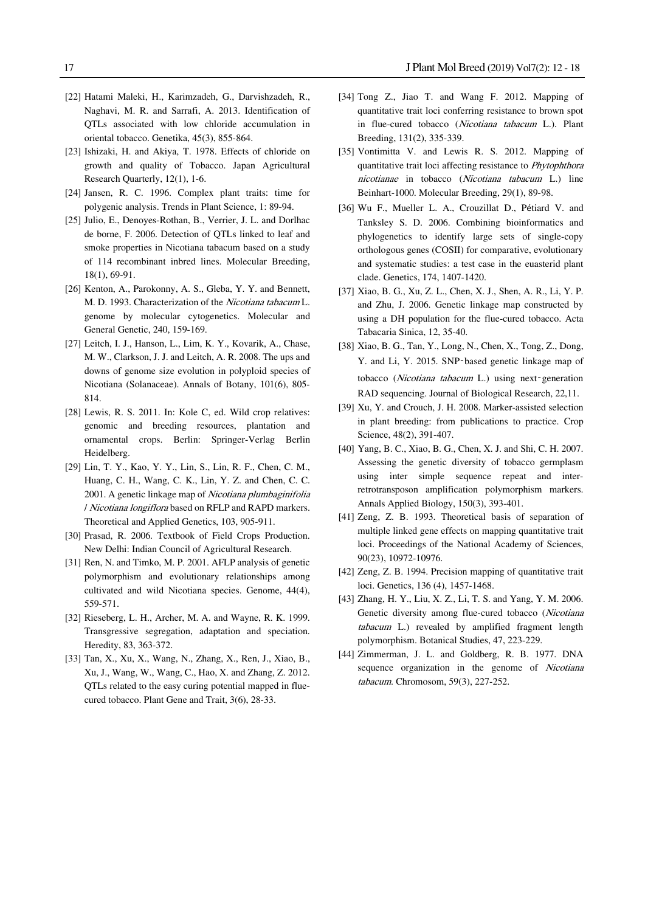[22] Hatami Maleki, H., Karimzadeh, G., Darvishzadeh, R., Naghavi, M. R. and Sarrafi, A. 2013. Identification of QTLs associated with low chloride accumulation in oriental tobacco. Genetika, 45(3), 855-864.

[23] Ishizaki, H. and Akiya, T. 1978. Effects of chloride on growth and quality of Tobacco. Japan Agricultural Research Quarterly, 12(1), 1-6.

[24] Jansen, R. C. 1996. Complex plant traits: time for polygenic analysis. Trends in Plant Science, 1: 89-94.

[25] Julio, E., Denoyes-Rothan, B., Verrier, J. L. and Dorlhac de borne, F. 2006. Detection of QTLs linked to leaf and smoke properties in Nicotiana tabacum based on a study of 114 recombinant inbred lines. Molecular Breeding, 18(1), 69-91.

[26] Kenton, A., Parokonny, A. S., Gleba, Y. Y. and Bennett, M. D. 1993. Characterization of the *Nicotiana tabacum* L. genome by molecular cytogenetics. Molecular and General Genetic, 240, 159-169.

[27] Leitch, I. J., Hanson, L., Lim, K. Y., Kovarik, A., Chase, M. W., Clarkson, J. J. and Leitch, A. R. 2008. The ups and downs of genome size evolution in polyploid species of Nicotiana (Solanaceae). Annals of Botany, 101(6), 805-814.

[28] Lewis, R. S. 2011. In: Kole C, ed. Wild crop relatives: genomic and breeding resources, plantation and ornamental crops. Berlin: Springer-Verlag Berlin Heidelberg.

[29] Lin, T. Y., Kao, Y. Y., Lin, S., Lin, R. F., Chen, C. M., Huang, C. H., Wang, C. K., Lin, Y. Z. and Chen, C. C. 2001. A genetic linkage map of *Nicotiana plumbaginifolia* / *Nicotiana longiflora* based on RFLP and RAPD markers. Theoretical and Applied Genetics, 103, 905-911.

[30] Prasad, R. 2006. Textbook of Field Crops Production. New Delhi: Indian Council of Agricultural Research.

[31] Ren, N. and Timko, M. P. 2001. AFLP analysis of genetic polymorphism and evolutionary relationships among cultivated and wild Nicotiana species. Genome, 44(4), 559-571.

[32] Rieseberg, L. H., Archer, M. A. and Wayne, R. K. 1999. Transgressive segregation, adaptation and speciation. Heredity, 83, 363-372.

[33] Tan, X., Xu, X., Wang, N., Zhang, X., Ren, J., Xiao, B., Xu, J., Wang, W., Wang, C., Hao, X. and Zhang, Z. 2012. QTLs related to the easy curing potential mapped in flue-cured tobacco. Plant Gene and Trait, 3(6), 28-33.

[34] Tong Z., Jiao T. and Wang F. 2012. Mapping of quantitative trait loci conferring resistance to brown spot in flue-cured tobacco (*Nicotiana tabacum* L.). Plant Breeding, 131(2), 335-339.

[35] Vontimitta V. and Lewis R. S. 2012. Mapping of quantitative trait loci affecting resistance to *Phytophthora nicotianae* in tobacco (*Nicotiana tabacum* L.) line Beinhart-1000. Molecular Breeding, 29(1), 89-98.

[36] Wu F., Mueller L. A., Crouzillat D., Pétiard V. and Tanksley S. D. 2006. Combining bioinformatics and phylogenetics to identify large sets of single-copy orthologous genes (COSII) for comparative, evolutionary and systematic studies: a test case in the euasterid plant clade. Genetics, 174, 1407-1420.

[37] Xiao, B. G., Xu, Z. L., Chen, X. J., Shen, A. R., Li, Y. P. and Zhu, J. 2006. Genetic linkage map constructed by using a DH population for the flue-cured tobacco. Acta Tabacaria Sinica, 12, 35-40.

[38] Xiao, B. G., Tan, Y., Long, N., Chen, X., Tong, Z., Dong, Y. and Li, Y. 2015. SNP-based genetic linkage map of tobacco (*Nicotiana tabacum* L.) using next-generation RAD sequencing. Journal of Biological Research, 22,11.

[39] Xu, Y. and Crouch, J. H. 2008. Marker-assisted selection in plant breeding: from publications to practice. Crop Science, 48(2), 391-407.

[40] Yang, B. C., Xiao, B. G., Chen, X. J. and Shi, C. H. 2007. Assessing the genetic diversity of tobacco germplasm using inter simple sequence repeat and inter-retrotransposon amplification polymorphism markers. Annals Applied Biology, 150(3), 393-401.

[41] Zeng, Z. B. 1993. Theoretical basis of separation of multiple linked gene effects on mapping quantitative trait loci. Proceedings of the National Academy of Sciences, 90(23), 10972-10976.

[42] Zeng, Z. B. 1994. Precision mapping of quantitative trait loci. Genetics, 136 (4), 1457-1468.

[43] Zhang, H. Y., Liu, X. Z., Li, T. S. and Yang, Y. M. 2006. Genetic diversity among flue-cured tobacco (*Nicotiana tabacum* L.) revealed by amplified fragment length polymorphism. Botanical Studies, 47, 223-229.

[44] Zimmerman, J. L. and Goldberg, R. B. 1977. DNA sequence organization in the genome of *Nicotiana tabacum*. Chromosom, 59(3), 227-252.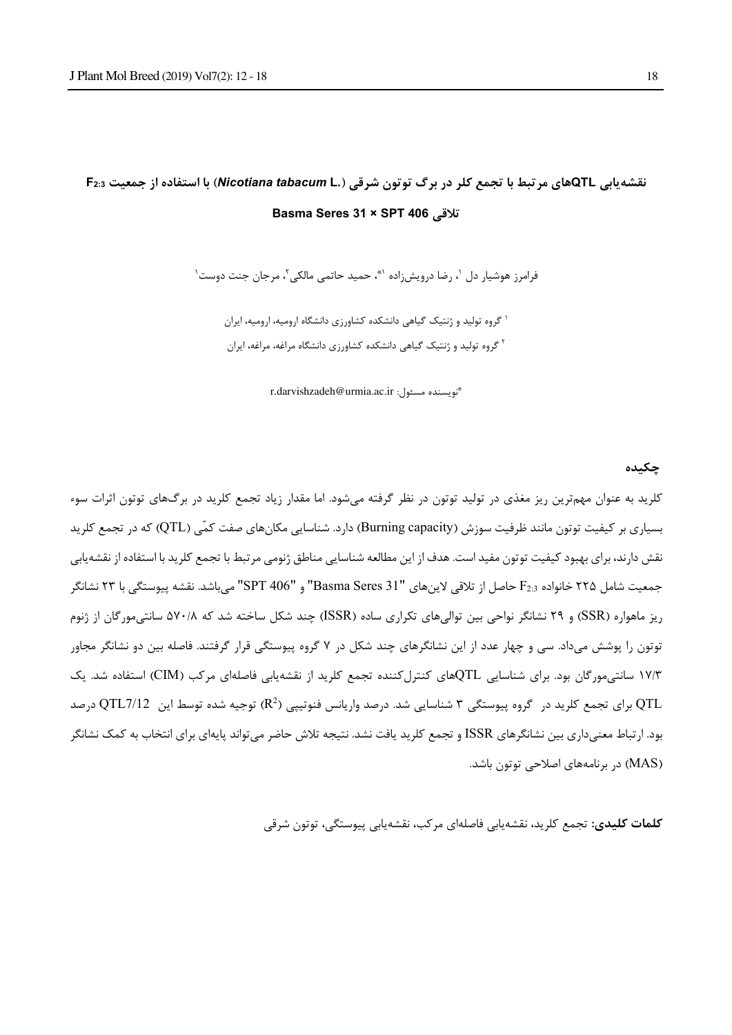# نقشه‌یابی QTLهای مرتبط با تجمع کلر در برگ توتون شرقی (*Nicotiana tabacum* L.) با استفاده از جمعیت $F_{2:3}$ تلاقی Basma Seres 31 × SPT 406

فرامرز هوشیار دل [۱]، رضا درویش‌زاده [۱*]، حمید حاتمی مالکی [۲]، مرجان جنت دوست [۱]

[۱] گروه تولید و ژنتیک گیاهی دانشکده کشاورزی دانشگاه ارومیه، ارومیه، ایران

[۲] گروه تولید و ژنتیک گیاهی دانشکده کشاورزی دانشگاه مراغه، مراغه، ایران

*نویسنده مسئول: r.darvishzadeh@urmia.ac.ir

## چکیده

کلرید به عنوان مهم‌ترین ریز مغذی در تولید توتون در نظر گرفته می‌شود. اما مقدار زیاد تجمع کلرید در برگ‌های توتون اثرات سوء بسیاری بر کیفیت توتون مانند ظرفیت سوزش (Burning capacity) دارد. شناسایی مکان‌های صفت کمّی (QTL) که در تجمع کلرید نقش دارند، برای بهبود کیفیت توتون مفید است. هدف از این مطالعه شناسایی مناطق ژنومی مرتبط با تجمع کلرید با استفاده از نقشه‌یابی جمعیت شامل ۲۲۵ خانواده $F_{2:3}$ حاصل از تلاقی لاین‌های "Basma Seres 31" و "SPT 406" می‌باشد. نقشه پیوستگی با ۲۳ نشانگر ریز ماهواره (SSR) و ۲۹ نشانگر نواحی بین توالی‌های تکراری ساده (ISSR) چند شکل ساخته شد که ۵۷۰/۸ سانتی‌مورگان از ژنوم توتون را پوشش می‌داد. سی و چهار عدد از این نشانگرهای چند شکل در ۷ گروه پیوستگی قرار گرفتند. فاصله بین دو نشانگر مجاور ۱۷/۳ سانتی‌مورگان بود. برای شناسایی QTLهای کنترل‌کننده تجمع کلرید از نقشه‌یابی فاصله‌ای مرکب (CIM) استفاده شد. یک QTL برای تجمع کلرید در گروه پیوستگی ۳ شناسایی شد. درصد واریانس فنوتیپی ($R^2$) توجیه شده توسط این QTL7/12 درصد بود. ارتباط معنی‌داری بین نشانگرهای ISSR و تجمع کلرید یافت نشد. نتیجه تلاش حاضر می‌تواند پایه‌ای برای انتخاب به کمک نشانگر (MAS) در برنامه‌های اصلاحی توتون باشد.

**کلمات کلیدی:** تجمع کلرید، نقشه‌یابی فاصله‌ای مرکب، نقشه‌یابی پیوستگی، توتون شرقی